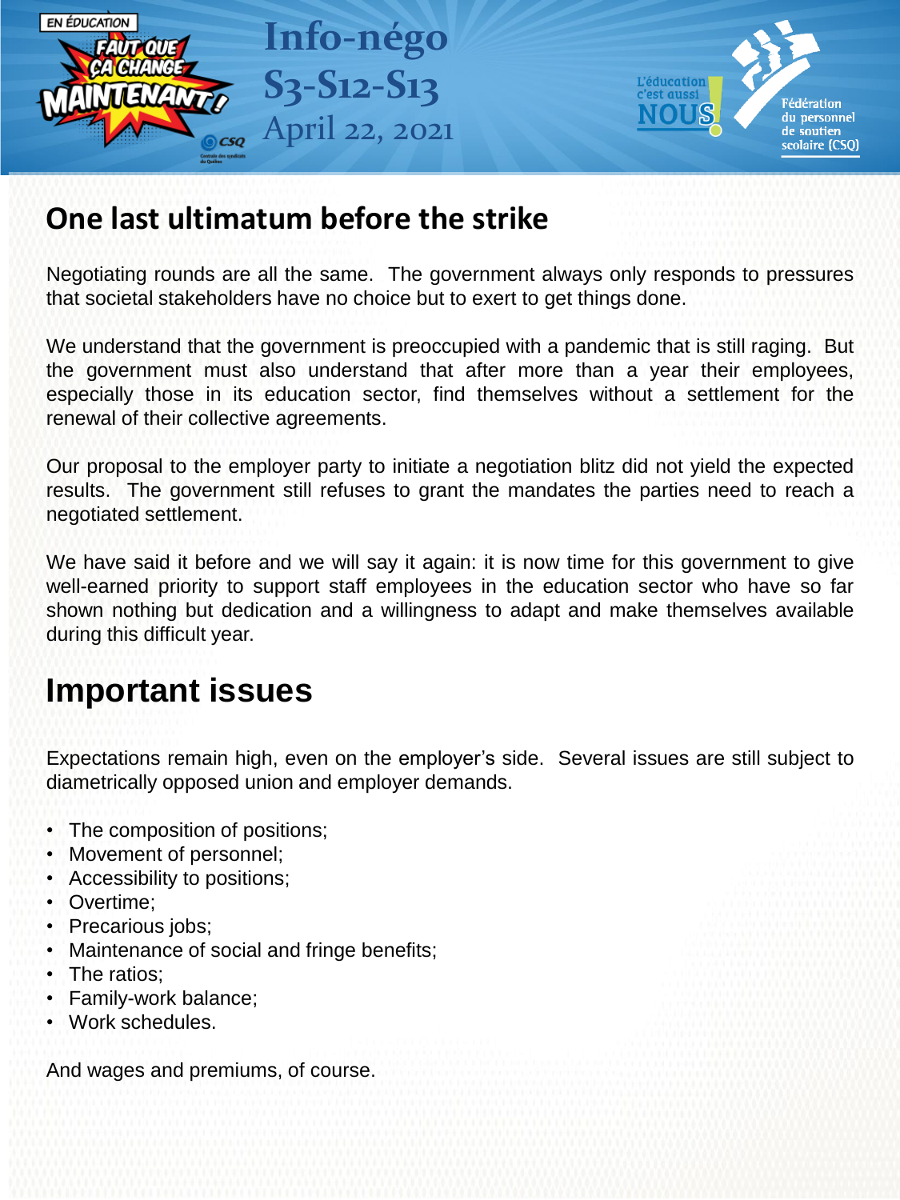# Info-négo S3-S12-S13

April 22, 2021

## One last ultimatum before the strike

Negotiating rounds are all the same. The government always only responds to pressures that societal stakeholders have no choice but to exert to get things done.

We understand that the government is preoccupied with a pandemic that is still raging. But the government must also understand that after more than a year their employees, especially those in its education sector, find themselves without a settlement for the renewal of their collective agreements.

Our proposal to the employer party to initiate a negotiation blitz did not yield the expected results. The government still refuses to grant the mandates the parties need to reach a negotiated settlement.

We have said it before and we will say it again: it is now time for this government to give well-earned priority to support staff employees in the education sector who have so far shown nothing but dedication and a willingness to adapt and make themselves available during this difficult year.

## Important issues

Expectations remain high, even on the employer's side. Several issues are still subject to diametrically opposed union and employer demands.

- The composition of positions;
- Movement of personnel;
- Accessibility to positions;
- Overtime;
- Precarious jobs;
- Maintenance of social and fringe benefits;
- The ratios;
- Family-work balance;
- Work schedules.

And wages and premiums, of course.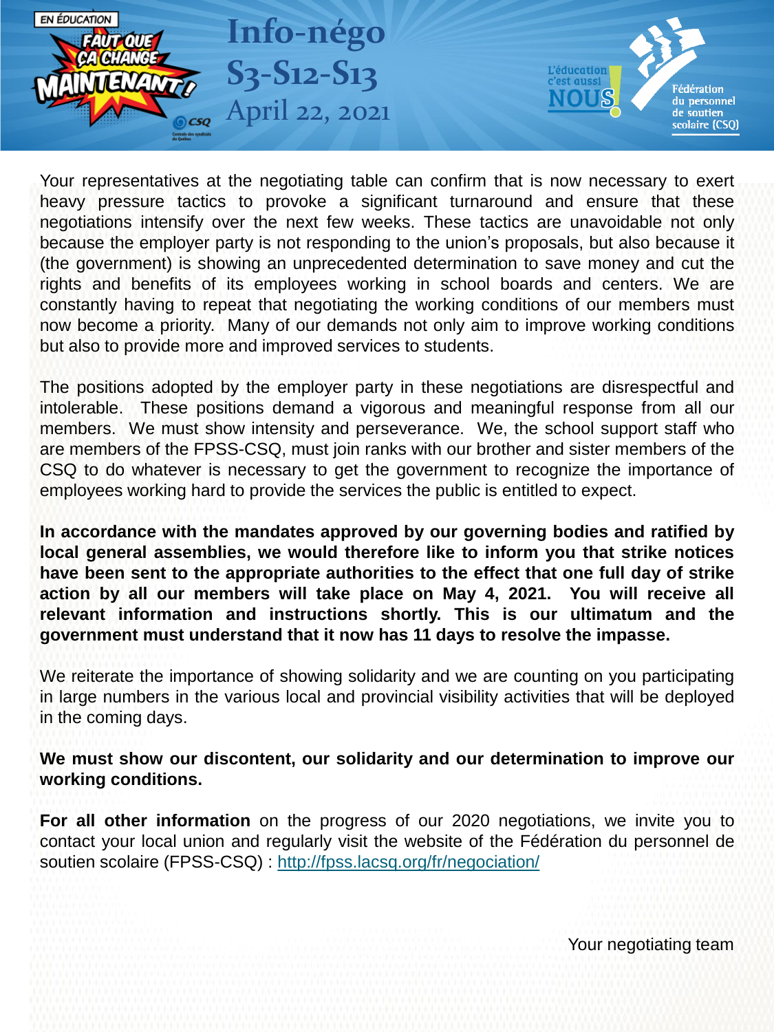EN ÉDUCATION

FAUT QUE ÇA CHANGE MAINTENANT!

# Info-négo S3-S12-S13

April 22, 2021

L'éducation c'est aussi NOUS!

Fédération du personnel de soutien scolaire (CSQ)

Your representatives at the negotiating table can confirm that is now necessary to exert heavy pressure tactics to provoke a significant turnaround and ensure that these negotiations intensify over the next few weeks. These tactics are unavoidable not only because the employer party is not responding to the union's proposals, but also because it (the government) is showing an unprecedented determination to save money and cut the rights and benefits of its employees working in school boards and centers. We are constantly having to repeat that negotiating the working conditions of our members must now become a priority. Many of our demands not only aim to improve working conditions but also to provide more and improved services to students.

The positions adopted by the employer party in these negotiations are disrespectful and intolerable. These positions demand a vigorous and meaningful response from all our members. We must show intensity and perseverance. We, the school support staff who are members of the FPSS-CSQ, must join ranks with our brother and sister members of the CSQ to do whatever is necessary to get the government to recognize the importance of employees working hard to provide the services the public is entitled to expect.

**In accordance with the mandates approved by our governing bodies and ratified by local general assemblies, we would therefore like to inform you that strike notices have been sent to the appropriate authorities to the effect that one full day of strike action by all our members will take place on May 4, 2021. You will receive all relevant information and instructions shortly. This is our ultimatum and the government must understand that it now has 11 days to resolve the impasse.**

We reiterate the importance of showing solidarity and we are counting on you participating in large numbers in the various local and provincial visibility activities that will be deployed in the coming days.

**We must show our discontent, our solidarity and our determination to improve our working conditions.**

**For all other information** on the progress of our 2020 negotiations, we invite you to contact your local union and regularly visit the website of the Fédération du personnel de soutien scolaire (FPSS-CSQ) : [http://fpss.lacsq.org/fr/negociation/](http://fpss.lacsq.org/fr/negociation/)

Your negotiating team